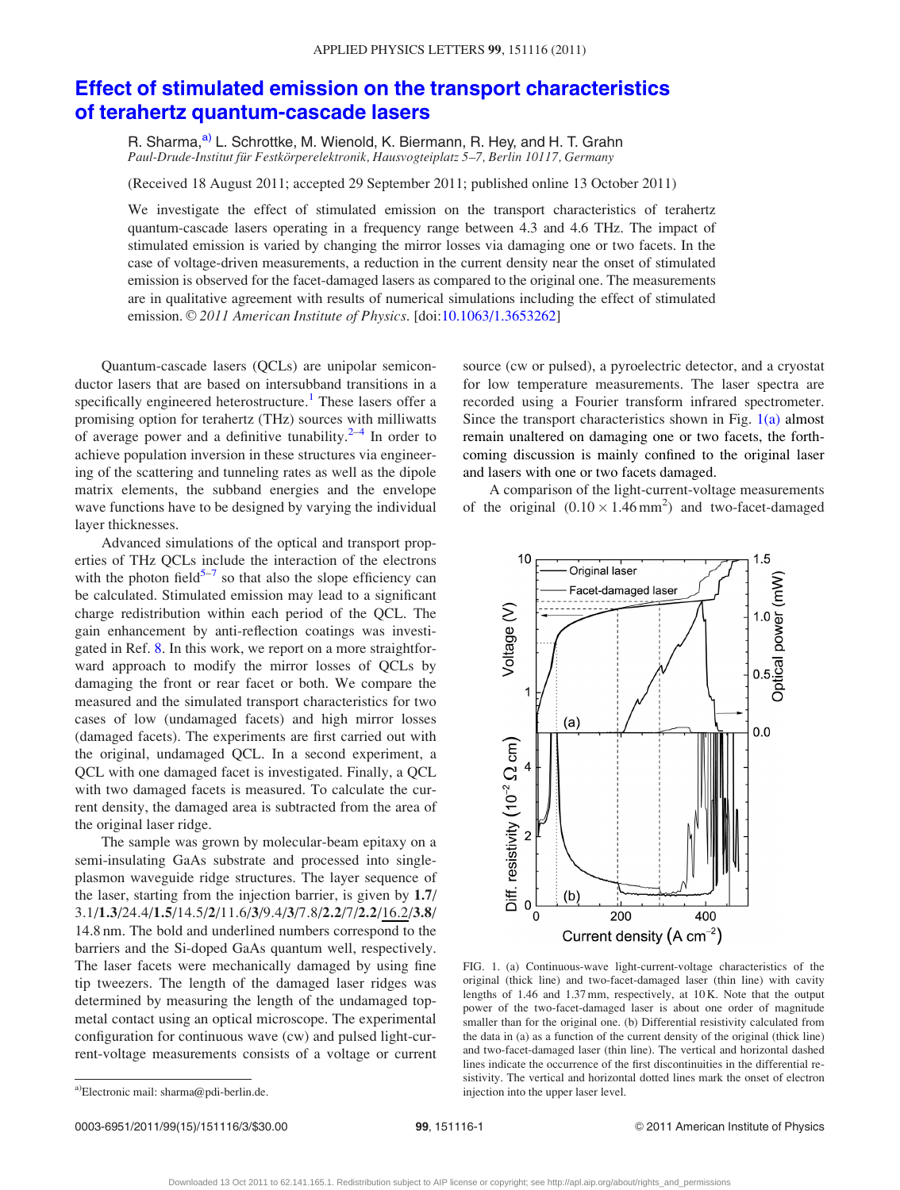# Effect of stimulated emission on the transport characteristics of terahertz quantum-cascade lasers

R. Sharma,[a] L. Schrottke, M. Wienold, K. Biermann, R. Hey, and H. T. Grahn

*Paul-Drude-Institut für Festkörperelektronik, Hausvogteiplatz 5–7, Berlin 10117, Germany*

(Received 18 August 2011; accepted 29 September 2011; published online 13 October 2011)

We investigate the effect of stimulated emission on the transport characteristics of terahertz quantum-cascade lasers operating in a frequency range between 4.3 and 4.6 THz. The impact of stimulated emission is varied by changing the mirror losses via damaging one or two facets. In the case of voltage-driven measurements, a reduction in the current density near the onset of stimulated emission is observed for the facet-damaged lasers as compared to the original one. The measurements are in qualitative agreement with results of numerical simulations including the effect of stimulated emission. © *2011 American Institute of Physics*. [doi:10.1063/1.3653262]

Quantum-cascade lasers (QCLs) are unipolar semiconductor lasers that are based on intersubband transitions in a specifically engineered heterostructure.[1] These lasers offer a promising option for terahertz (THz) sources with milliwatts of average power and a definitive tunability.[2–4] In order to achieve population inversion in these structures via engineering of the scattering and tunneling rates as well as the dipole matrix elements, the subband energies and the envelope wave functions have to be designed by varying the individual layer thicknesses.

Advanced simulations of the optical and transport properties of THz QCLs include the interaction of the electrons with the photon field[5–7] so that also the slope efficiency can be calculated. Stimulated emission may lead to a significant charge redistribution within each period of the QCL. The gain enhancement by anti-reflection coatings was investigated in Ref. 8. In this work, we report on a more straightforward approach to modify the mirror losses of QCLs by damaging the front or rear facet or both. We compare the measured and the simulated transport characteristics for two cases of low (undamaged facets) and high mirror losses (damaged facets). The experiments are first carried out with the original, undamaged QCL. In a second experiment, a QCL with one damaged facet is investigated. Finally, a QCL with two damaged facets is measured. To calculate the current density, the damaged area is subtracted from the area of the original laser ridge.

The sample was grown by molecular-beam epitaxy on a semi-insulating GaAs substrate and processed into single-plasmon waveguide ridge structures. The layer sequence of the laser, starting from the injection barrier, is given by **1.7**/3.1/**1.3**/24.4/**1.5**/14.5/**2**/11.6/**3**/9.4/**3**/7.8/**2.2**/7/**2.2**/<u>16.2</u>/**3.8**/14.8 nm. The bold and underlined numbers correspond to the barriers and the Si-doped GaAs quantum well, respectively. The laser facets were mechanically damaged by using fine tip tweezers. The length of the damaged laser ridges was determined by measuring the length of the undamaged top-metal contact using an optical microscope. The experimental configuration for continuous wave (cw) and pulsed light-current-voltage measurements consists of a voltage or current source (cw or pulsed), a pyroelectric detector, and a cryostat for low temperature measurements. The laser spectra are recorded using a Fourier transform infrared spectrometer. Since the transport characteristics shown in Fig. 1(a) almost remain unaltered on damaging one or two facets, the forthcoming discussion is mainly confined to the original laser and lasers with one or two facets damaged.

A comparison of the light-current-voltage measurements of the original ($0.10 \times 1.46\,\text{mm}^2$) and two-facet-damaged

FIG. 1. (a) Continuous-wave light-current-voltage characteristics of the original (thick line) and two-facet-damaged laser (thin line) with cavity lengths of 1.46 and 1.37 mm, respectively, at 10 K. Note that the output power of the two-facet-damaged laser is about one order of magnitude smaller than for the original one. (b) Differential resistivity calculated from the data in (a) as a function of the current density of the original (thick line) and two-facet-damaged laser (thin line). The vertical and horizontal dashed lines indicate the occurrence of the first discontinuities in the differential resistivity. The vertical and horizontal dotted lines mark the onset of electron injection into the upper laser level.

[a]Electronic mail: sharma@pdi-berlin.de.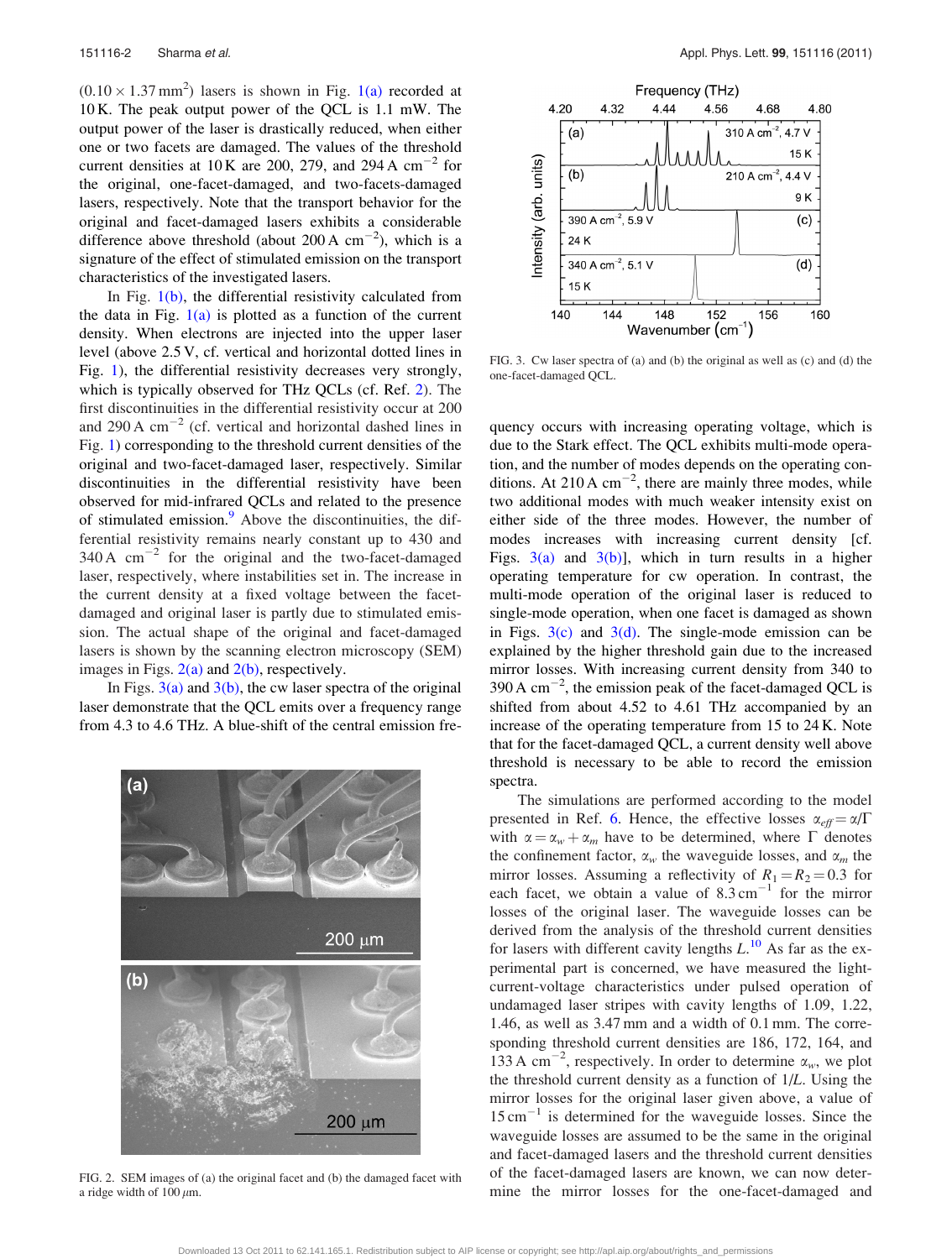$(0.10 \times 1.37\,\text{mm}^2)$ lasers is shown in Fig. 1(a) recorded at 10 K. The peak output power of the QCL is 1.1 mW. The output power of the laser is drastically reduced, when either one or two facets are damaged. The values of the threshold current densities at 10 K are 200, 279, and 294 A cm$^{-2}$ for the original, one-facet-damaged, and two-facets-damaged lasers, respectively. Note that the transport behavior for the original and facet-damaged lasers exhibits a considerable difference above threshold (about 200 A cm$^{-2}$), which is a signature of the effect of stimulated emission on the transport characteristics of the investigated lasers.

In Fig. 1(b), the differential resistivity calculated from the data in Fig. 1(a) is plotted as a function of the current density. When electrons are injected into the upper laser level (above 2.5 V, cf. vertical and horizontal dotted lines in Fig. 1), the differential resistivity decreases very strongly, which is typically observed for THz QCLs (cf. Ref. 2). The first discontinuities in the differential resistivity occur at 200 and 290 A cm$^{-2}$ (cf. vertical and horizontal dashed lines in Fig. 1) corresponding to the threshold current densities of the original and two-facet-damaged laser, respectively. Similar discontinuities in the differential resistivity have been observed for mid-infrared QCLs and related to the presence of stimulated emission.[9] Above the discontinuities, the differential resistivity remains nearly constant up to 430 and 340 A cm$^{-2}$ for the original and the two-facet-damaged laser, respectively, where instabilities set in. The increase in the current density at a fixed voltage between the facet-damaged and original laser is partly due to stimulated emission. The actual shape of the original and facet-damaged lasers is shown by the scanning electron microscopy (SEM) images in Figs. 2(a) and 2(b), respectively.

In Figs. 3(a) and 3(b), the cw laser spectra of the original laser demonstrate that the QCL emits over a frequency range from 4.3 to 4.6 THz. A blue-shift of the central emission frequency occurs with increasing operating voltage, which is due to the Stark effect. The QCL exhibits multi-mode operation, and the number of modes depends on the operating conditions. At 210 A cm$^{-2}$, there are mainly three modes, while two additional modes with much weaker intensity exist on either side of the three modes. However, the number of modes increases with increasing current density [cf. Figs. 3(a) and 3(b)], which in turn results in a higher operating temperature for cw operation. In contrast, the multi-mode operation of the original laser is reduced to single-mode operation, when one facet is damaged as shown in Figs. 3(c) and 3(d). The single-mode emission can be explained by the higher threshold gain due to the increased mirror losses. With increasing current density from 340 to 390 A cm$^{-2}$, the emission peak of the facet-damaged QCL is shifted from about 4.52 to 4.61 THz accompanied by an increase of the operating temperature from 15 to 24 K. Note that for the facet-damaged QCL, a current density well above threshold is necessary to be able to record the emission spectra.

FIG. 3. Cw laser spectra of (a) and (b) the original as well as (c) and (d) the one-facet-damaged QCL.

FIG. 2. SEM images of (a) the original facet and (b) the damaged facet with a ridge width of 100 $\mu$m.

The simulations are performed according to the model presented in Ref. 6. Hence, the effective losses $\alpha_{eff} = \alpha/\Gamma$ with $\alpha = \alpha_w + \alpha_m$ have to be determined, where $\Gamma$ denotes the confinement factor, $\alpha_w$ the waveguide losses, and $\alpha_m$ the mirror losses. Assuming a reflectivity of $R_1 = R_2 = 0.3$ for each facet, we obtain a value of 8.3 cm$^{-1}$ for the mirror losses of the original laser. The waveguide losses can be derived from the analysis of the threshold current densities for lasers with different cavity lengths $L$.[10] As far as the experimental part is concerned, we have measured the light-current-voltage characteristics under pulsed operation of undamaged laser stripes with cavity lengths of 1.09, 1.22, 1.46, as well as 3.47 mm and a width of 0.1 mm. The corresponding threshold current densities are 186, 172, 164, and 133 A cm$^{-2}$, respectively. In order to determine $\alpha_w$, we plot the threshold current density as a function of $1/L$. Using the mirror losses for the original laser given above, a value of 15 cm$^{-1}$ is determined for the waveguide losses. Since the waveguide losses are assumed to be the same in the original and facet-damaged lasers and the threshold current densities of the facet-damaged lasers are known, we can now determine the mirror losses for the one-facet-damaged and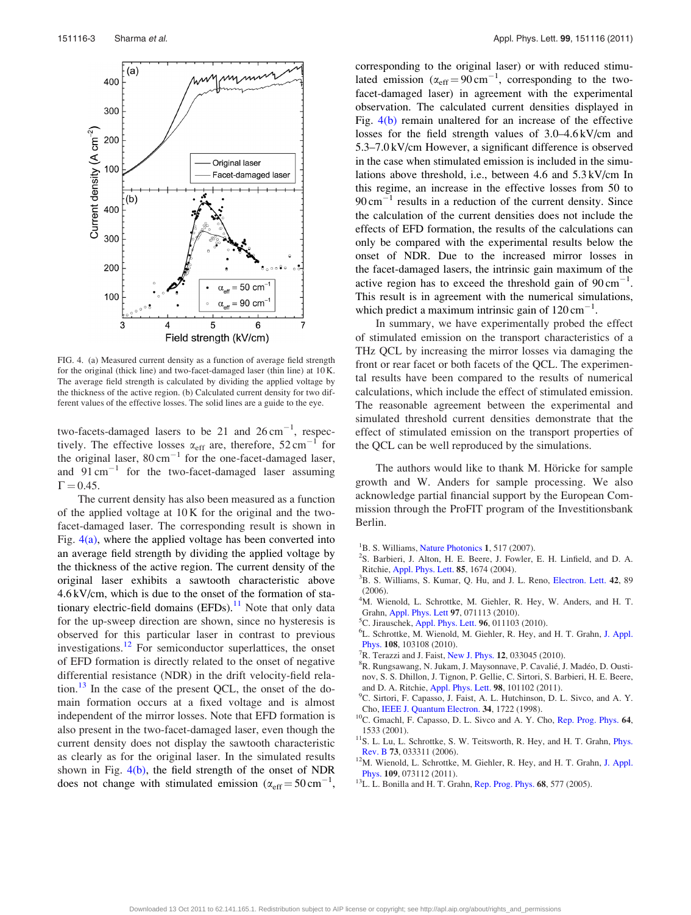(a)

400

300

200

100

Current density (A cm$^{-2}$)

Original laser

Facet-damaged laser

(b)

400

300

200

100

$\alpha_{eff}$ = 50 cm$^{-1}$

$\alpha_{eff}$ = 90 cm$^{-1}$

3 4 5 6 7

Field strength (kV/cm)

FIG. 4. (a) Measured current density as a function of average field strength for the original (thick line) and two-facet-damaged laser (thin line) at 10 K. The average field strength is calculated by dividing the applied voltage by the thickness of the active region. (b) Calculated current density for two different values of the effective losses. The solid lines are a guide to the eye.

two-facets-damaged lasers to be 21 and 26 cm$^{-1}$, respectively. The effective losses $\alpha_{eff}$ are, therefore, 52 cm$^{-1}$ for the original laser, 80 cm$^{-1}$ for the one-facet-damaged laser, and 91 cm$^{-1}$ for the two-facet-damaged laser assuming $\Gamma = 0.45$.

The current density has also been measured as a function of the applied voltage at 10 K for the original and the two-facet-damaged laser. The corresponding result is shown in Fig. 4(a), where the applied voltage has been converted into an average field strength by dividing the applied voltage by the thickness of the active region. The current density of the original laser exhibits a sawtooth characteristic above 4.6 kV/cm, which is due to the onset of the formation of stationary electric-field domains (EFDs).[11] Note that only data for the up-sweep direction are shown, since no hysteresis is observed for this particular laser in contrast to previous investigations.[12] For semiconductor superlattices, the onset of EFD formation is directly related to the onset of negative differential resistance (NDR) in the drift velocity-field relation.[13] In the case of the present QCL, the onset of the domain formation occurs at a fixed voltage and is almost independent of the mirror losses. Note that EFD formation is also present in the two-facet-damaged laser, even though the current density does not display the sawtooth characteristic as clearly as for the original laser. In the simulated results shown in Fig. 4(b), the field strength of the onset of NDR does not change with stimulated emission ($\alpha_{eff} = 50$ cm$^{-1}$, corresponding to the original laser) or with reduced stimulated emission ($\alpha_{eff} = 90$ cm$^{-1}$, corresponding to the two-facet-damaged laser) in agreement with the experimental observation. The calculated current densities displayed in Fig. 4(b) remain unaltered for an increase of the effective losses for the field strength values of 3.0–4.6 kV/cm and 5.3–7.0 kV/cm However, a significant difference is observed in the case when stimulated emission is included in the simulations above threshold, i.e., between 4.6 and 5.3 kV/cm In this regime, an increase in the effective losses from 50 to 90 cm$^{-1}$ results in a reduction of the current density. Since the calculation of the current densities does not include the effects of EFD formation, the results of the calculations can only be compared with the experimental results below the onset of NDR. Due to the increased mirror losses in the facet-damaged lasers, the intrinsic gain maximum of the active region has to exceed the threshold gain of 90 cm$^{-1}$. This result is in agreement with the numerical simulations, which predict a maximum intrinsic gain of 120 cm$^{-1}$.

In summary, we have experimentally probed the effect of stimulated emission on the transport characteristics of a THz QCL by increasing the mirror losses via damaging the front or rear facet or both facets of the QCL. The experimental results have been compared to the results of numerical calculations, which include the effect of stimulated emission. The reasonable agreement between the experimental and simulated threshold current densities demonstrate that the effect of stimulated emission on the transport properties of the QCL can be well reproduced by the simulations.

The authors would like to thank M. Höricke for sample growth and W. Anders for sample processing. We also acknowledge partial financial support by the European Commission through the ProFIT program of the Investitionsbank Berlin.

[1] B. S. Williams, Nature Photonics 1, 517 (2007).
[2] S. Barbieri, J. Alton, H. E. Beere, J. Fowler, E. H. Linfield, and D. A. Ritchie, Appl. Phys. Lett. 85, 1674 (2004).
[3] B. S. Williams, S. Kumar, Q. Hu, and J. L. Reno, Electron. Lett. 42, 89 (2006).
[4] M. Wienold, L. Schrottke, M. Giehler, R. Hey, W. Anders, and H. T. Grahn, Appl. Phys. Lett 97, 071113 (2010).
[5] C. Jirauschek, Appl. Phys. Lett. 96, 011103 (2010).
[6] L. Schrottke, M. Wienold, M. Giehler, R. Hey, and H. T. Grahn, J. Appl. Phys. 108, 103108 (2010).
[7] R. Terazzi and J. Faist, New J. Phys. 12, 033045 (2010).
[8] R. Rungsawang, N. Jukam, J. Maysonnave, P. Cavalié, J. Madéo, D. Oustinov, S. S. Dhillon, J. Tignon, P. Gellie, C. Sirtori, S. Barbieri, H. E. Beere, and D. A. Ritchie, Appl. Phys. Lett. 98, 101102 (2011).
[9] C. Sirtori, F. Capasso, J. Faist, A. L. Hutchinson, D. L. Sivco, and A. Y. Cho, IEEE J. Quantum Electron. 34, 1722 (1998).
[10] C. Gmachl, F. Capasso, D. L. Sivco and A. Y. Cho, Rep. Prog. Phys. 64, 1533 (2001).
[11] S. L. Lu, L. Schrottke, S. W. Teitsworth, R. Hey, and H. T. Grahn, Phys. Rev. B 73, 033311 (2006).
[12] M. Wienold, L. Schrottke, M. Giehler, R. Hey, and H. T. Grahn, J. Appl. Phys. 109, 073112 (2011).
[13] L. L. Bonilla and H. T. Grahn, Rep. Prog. Phys. 68, 577 (2005).